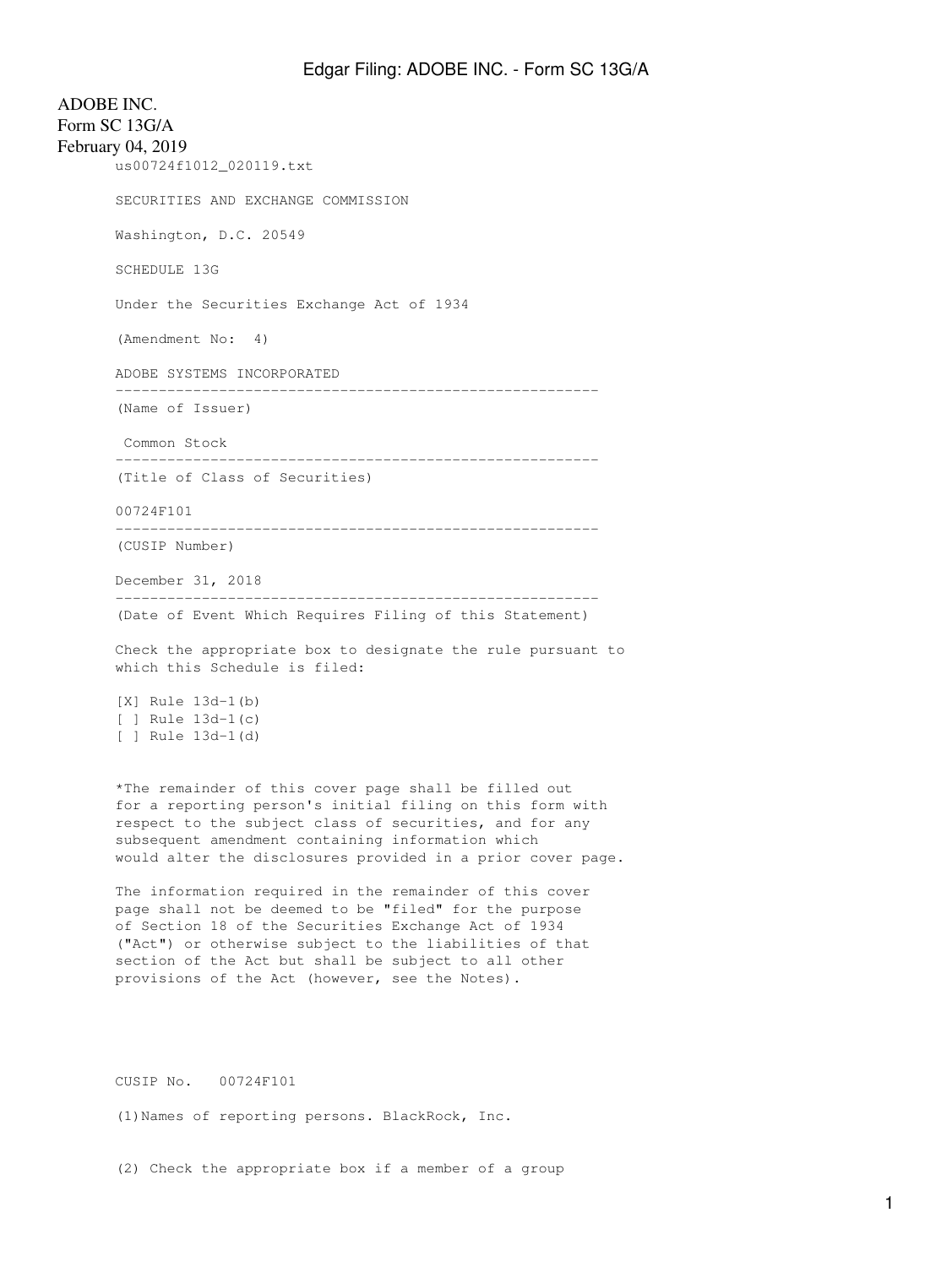ADOBE INC.
Form SC 13G/A
February 04, 2019

us00724f1012_020119.txt

SECURITIES AND EXCHANGE COMMISSION

Washington, D.C. 20549

SCHEDULE 13G

Under the Securities Exchange Act of 1934

(Amendment No: 4)

ADOBE SYSTEMS INCORPORATED

--------------------------------------------------------

(Name of Issuer)

Common Stock

--------------------------------------------------------

(Title of Class of Securities)

00724F101

--------------------------------------------------------

(CUSIP Number)

December 31, 2018

--------------------------------------------------------

(Date of Event Which Requires Filing of this Statement)

Check the appropriate box to designate the rule pursuant to which this Schedule is filed:

[X] Rule 13d-1(b)
[ ] Rule 13d-1(c)
[ ] Rule 13d-1(d)

*The remainder of this cover page shall be filled out for a reporting person's initial filing on this form with respect to the subject class of securities, and for any subsequent amendment containing information which would alter the disclosures provided in a prior cover page.

The information required in the remainder of this cover page shall not be deemed to be "filed" for the purpose of Section 18 of the Securities Exchange Act of 1934 ("Act") or otherwise subject to the liabilities of that section of the Act but shall be subject to all other provisions of the Act (however, see the Notes).

CUSIP No. 00724F101

(1)Names of reporting persons. BlackRock, Inc.

(2) Check the appropriate box if a member of a group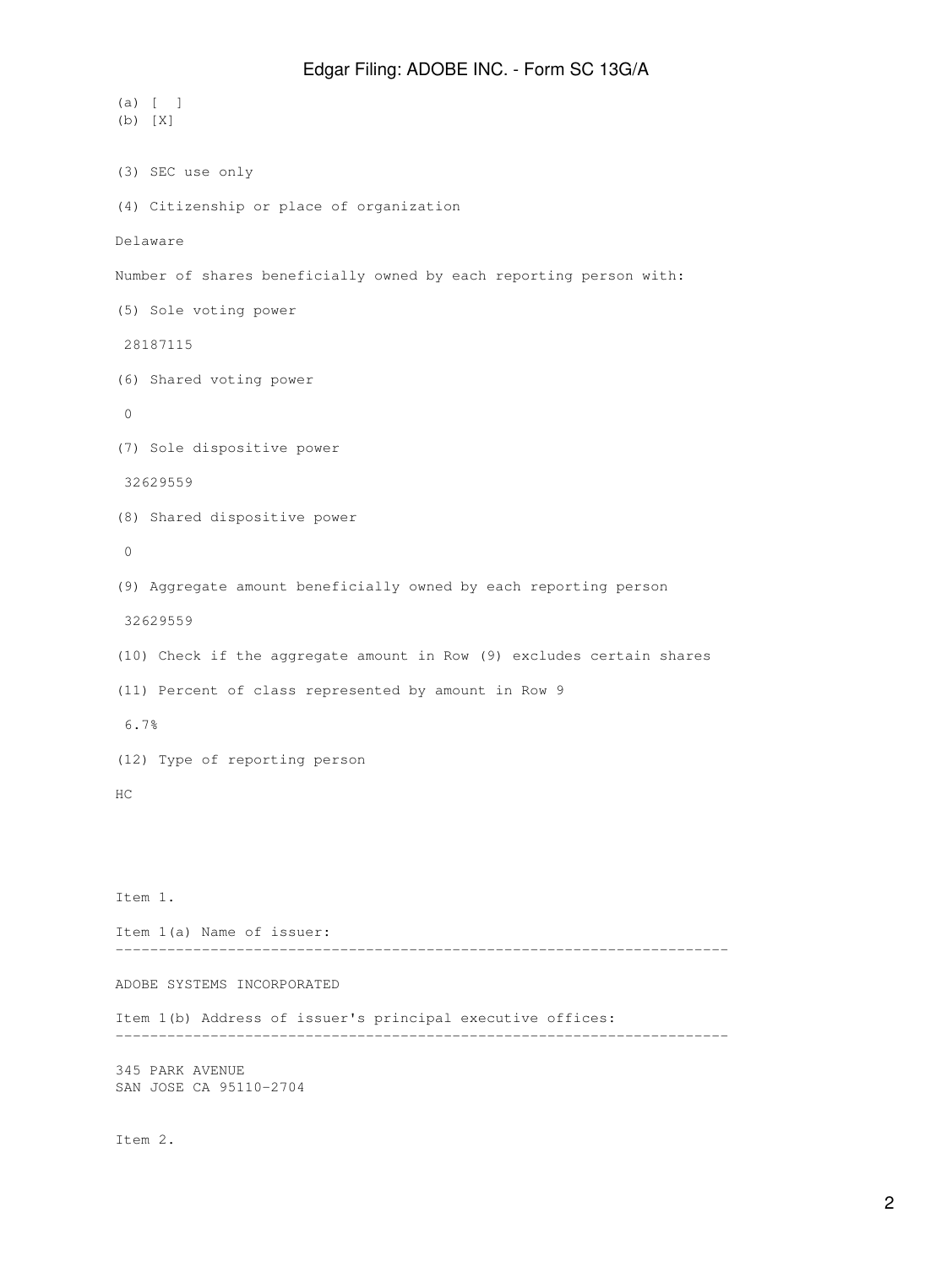(a) [ ]
(b) [X]

(3) SEC use only

(4) Citizenship or place of organization

Delaware

Number of shares beneficially owned by each reporting person with:

(5) Sole voting power

28187115

(6) Shared voting power

0

(7) Sole dispositive power

32629559

(8) Shared dispositive power

0

(9) Aggregate amount beneficially owned by each reporting person

32629559

(10) Check if the aggregate amount in Row (9) excludes certain shares

(11) Percent of class represented by amount in Row 9

6.7%

(12) Type of reporting person

HC

Item 1.

Item 1(a) Name of issuer:

---

ADOBE SYSTEMS INCORPORATED

Item 1(b) Address of issuer's principal executive offices:

---

345 PARK AVENUE
SAN JOSE CA 95110-2704

Item 2.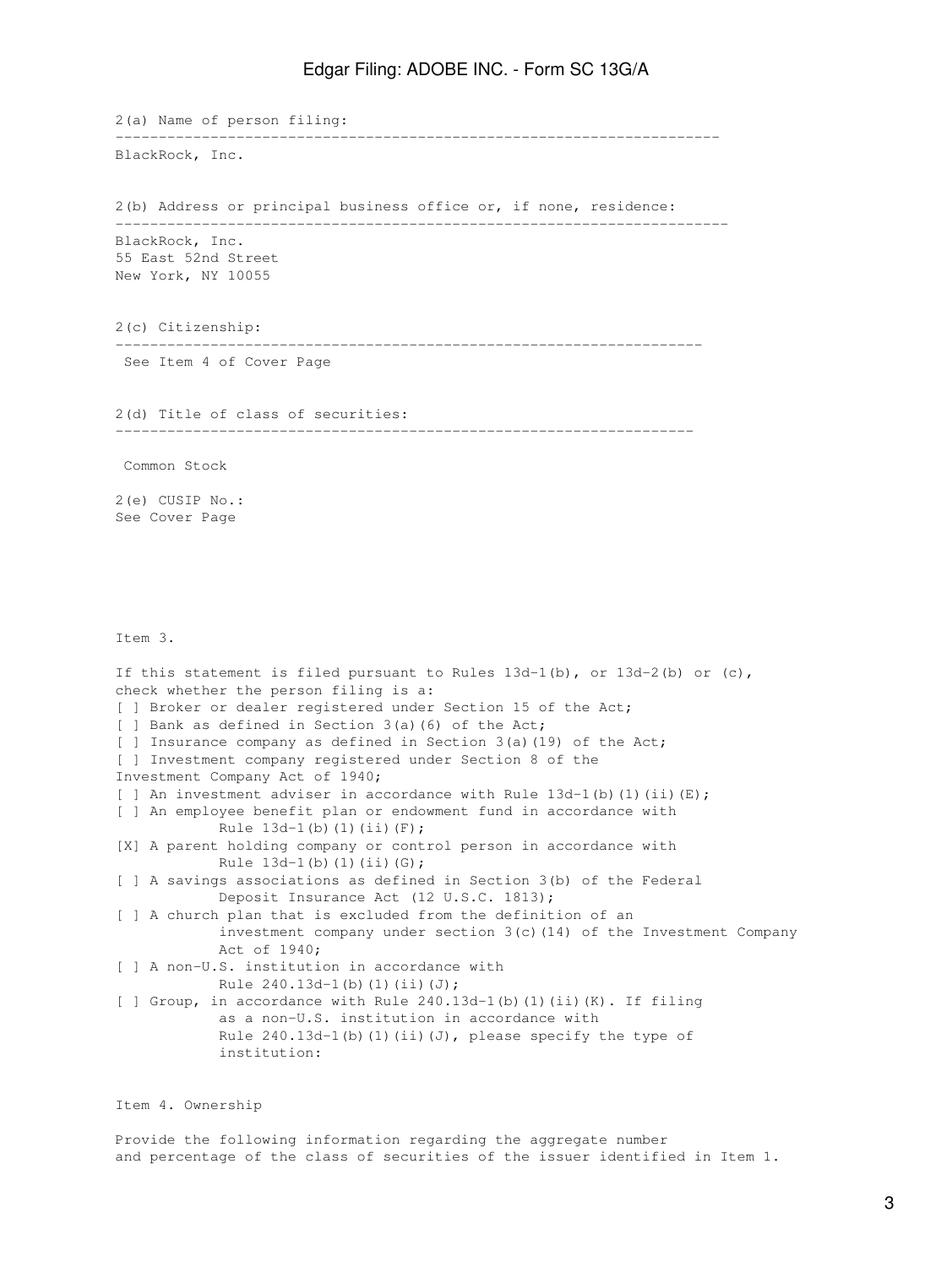2(a) Name of person filing:

BlackRock, Inc.

2(b) Address or principal business office or, if none, residence:

BlackRock, Inc.
55 East 52nd Street
New York, NY 10055

2(c) Citizenship:

See Item 4 of Cover Page

2(d) Title of class of securities:

Common Stock

2(e) CUSIP No.:
See Cover Page

Item 3.

If this statement is filed pursuant to Rules 13d-1(b), or 13d-2(b) or (c), check whether the person filing is a:

[ ] Broker or dealer registered under Section 15 of the Act;
[ ] Bank as defined in Section 3(a)(6) of the Act;
[ ] Insurance company as defined in Section 3(a)(19) of the Act;
[ ] Investment company registered under Section 8 of the Investment Company Act of 1940;
[ ] An investment adviser in accordance with Rule 13d-1(b)(1)(ii)(E);
[ ] An employee benefit plan or endowment fund in accordance with Rule 13d-1(b)(1)(ii)(F);
[X] A parent holding company or control person in accordance with Rule 13d-1(b)(1)(ii)(G);
[ ] A savings associations as defined in Section 3(b) of the Federal Deposit Insurance Act (12 U.S.C. 1813);
[ ] A church plan that is excluded from the definition of an investment company under section 3(c)(14) of the Investment Company Act of 1940;
[ ] A non-U.S. institution in accordance with Rule 240.13d-1(b)(1)(ii)(J);
[ ] Group, in accordance with Rule 240.13d-1(b)(1)(ii)(K). If filing as a non-U.S. institution in accordance with Rule 240.13d-1(b)(1)(ii)(J), please specify the type of institution:

Item 4. Ownership

Provide the following information regarding the aggregate number and percentage of the class of securities of the issuer identified in Item 1.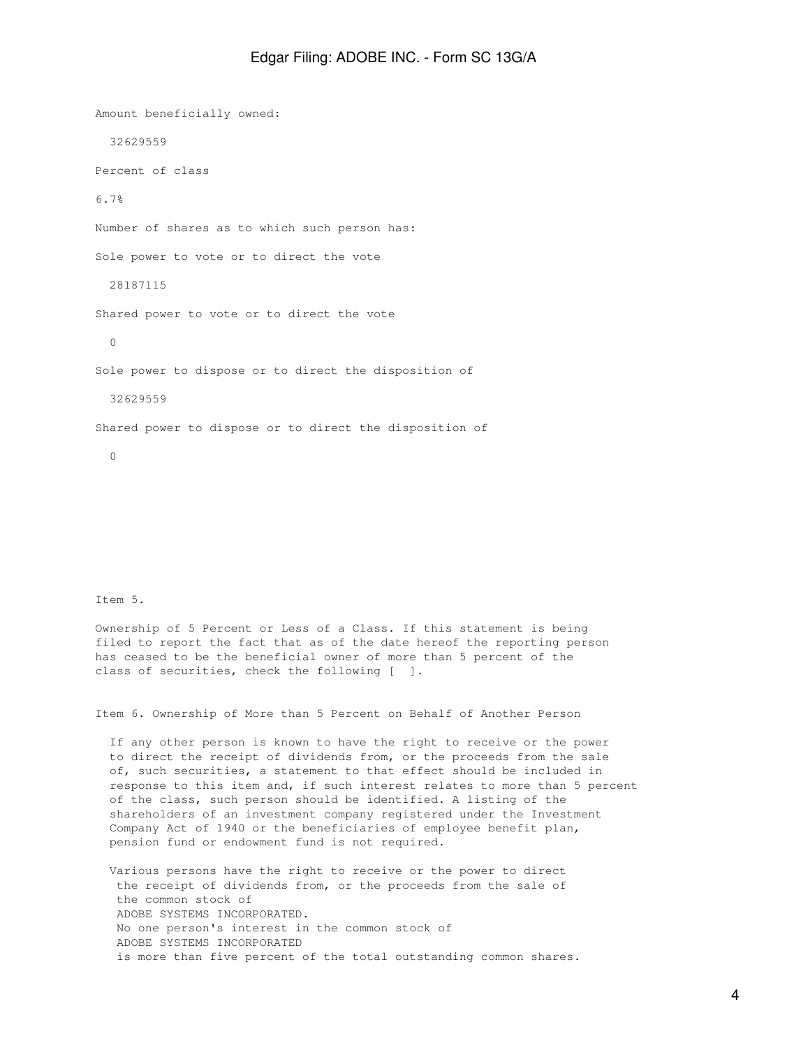Amount beneficially owned:

32629559

Percent of class

6.7%

Number of shares as to which such person has:

Sole power to vote or to direct the vote

28187115

Shared power to vote or to direct the vote

0

Sole power to dispose or to direct the disposition of

32629559

Shared power to dispose or to direct the disposition of

0

Item 5.

Ownership of 5 Percent or Less of a Class. If this statement is being filed to report the fact that as of the date hereof the reporting person has ceased to be the beneficial owner of more than 5 percent of the class of securities, check the following [ ].

Item 6. Ownership of More than 5 Percent on Behalf of Another Person

If any other person is known to have the right to receive or the power to direct the receipt of dividends from, or the proceeds from the sale of, such securities, a statement to that effect should be included in response to this item and, if such interest relates to more than 5 percent of the class, such person should be identified. A listing of the shareholders of an investment company registered under the Investment Company Act of 1940 or the beneficiaries of employee benefit plan, pension fund or endowment fund is not required.

Various persons have the right to receive or the power to direct the receipt of dividends from, or the proceeds from the sale of the common stock of ADOBE SYSTEMS INCORPORATED. No one person's interest in the common stock of ADOBE SYSTEMS INCORPORATED is more than five percent of the total outstanding common shares.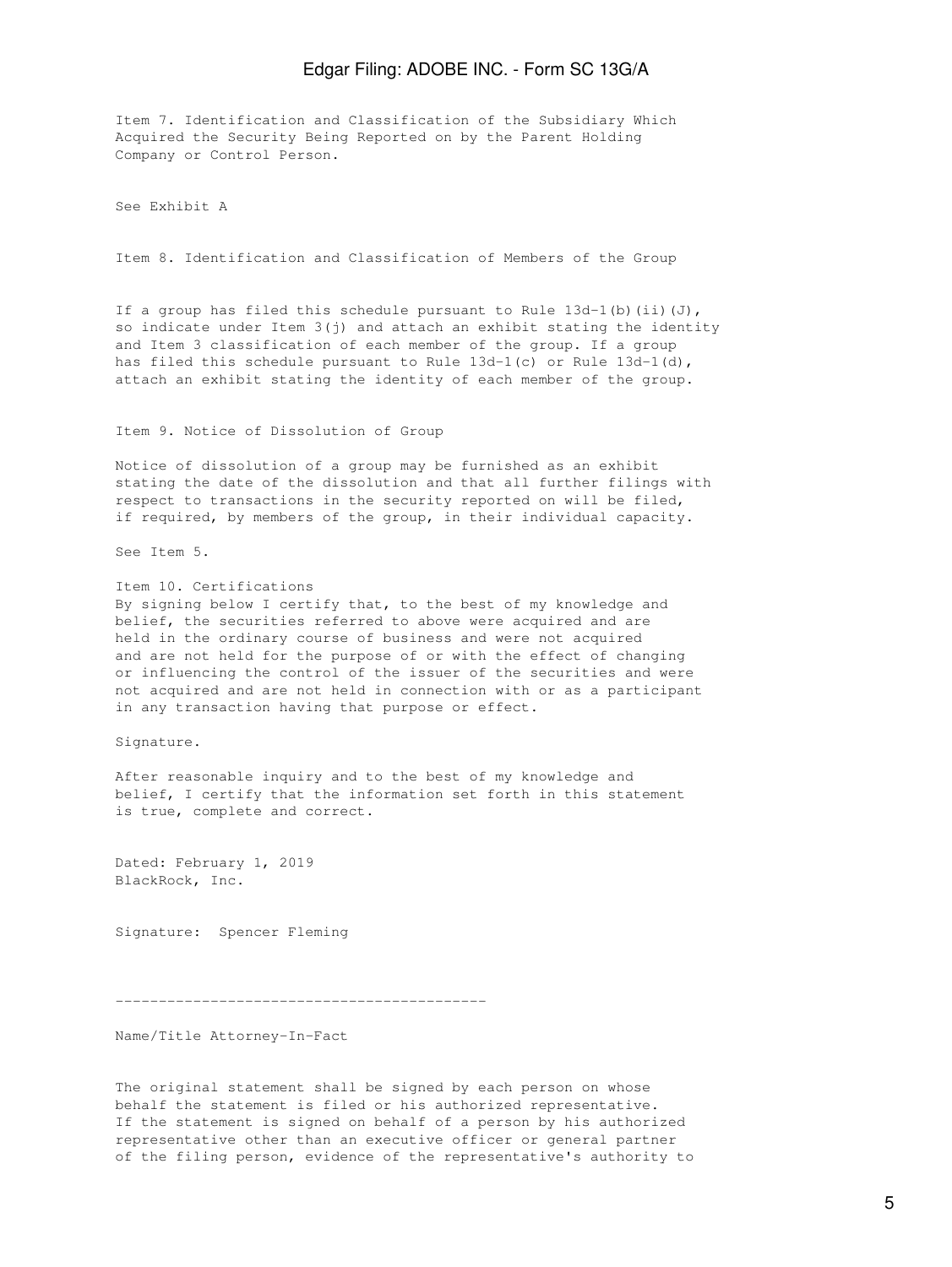Item 7. Identification and Classification of the Subsidiary Which Acquired the Security Being Reported on by the Parent Holding Company or Control Person.

See Exhibit A

Item 8. Identification and Classification of Members of the Group

If a group has filed this schedule pursuant to Rule 13d-1(b)(ii)(J), so indicate under Item 3(j) and attach an exhibit stating the identity and Item 3 classification of each member of the group. If a group has filed this schedule pursuant to Rule 13d-1(c) or Rule 13d-1(d), attach an exhibit stating the identity of each member of the group.

Item 9. Notice of Dissolution of Group

Notice of dissolution of a group may be furnished as an exhibit stating the date of the dissolution and that all further filings with respect to transactions in the security reported on will be filed, if required, by members of the group, in their individual capacity.

See Item 5.

Item 10. Certifications
By signing below I certify that, to the best of my knowledge and belief, the securities referred to above were acquired and are held in the ordinary course of business and were not acquired and are not held for the purpose of or with the effect of changing or influencing the control of the issuer of the securities and were not acquired and are not held in connection with or as a participant in any transaction having that purpose or effect.

Signature.

After reasonable inquiry and to the best of my knowledge and belief, I certify that the information set forth in this statement is true, complete and correct.

Dated: February 1, 2019
BlackRock, Inc.

Signature: Spencer Fleming

-------------------------------------------

Name/Title Attorney-In-Fact

The original statement shall be signed by each person on whose behalf the statement is filed or his authorized representative. If the statement is signed on behalf of a person by his authorized representative other than an executive officer or general partner of the filing person, evidence of the representative's authority to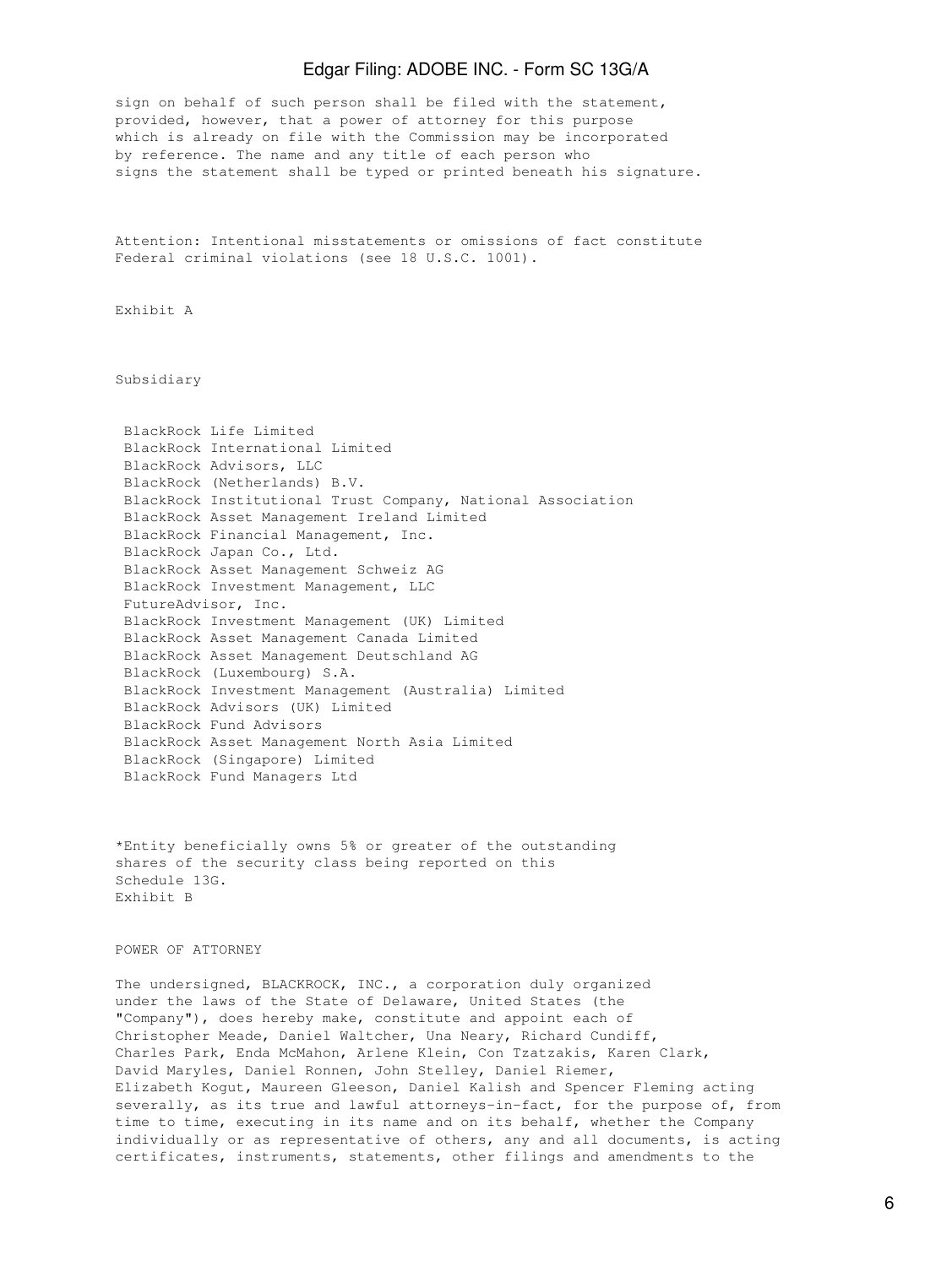sign on behalf of such person shall be filed with the statement, provided, however, that a power of attorney for this purpose which is already on file with the Commission may be incorporated by reference. The name and any title of each person who signs the statement shall be typed or printed beneath his signature.

Attention: Intentional misstatements or omissions of fact constitute Federal criminal violations (see 18 U.S.C. 1001).

Exhibit A

Subsidiary

- BlackRock Life Limited
- BlackRock International Limited
- BlackRock Advisors, LLC
- BlackRock (Netherlands) B.V.
- BlackRock Institutional Trust Company, National Association
- BlackRock Asset Management Ireland Limited
- BlackRock Financial Management, Inc.
- BlackRock Japan Co., Ltd.
- BlackRock Asset Management Schweiz AG
- BlackRock Investment Management, LLC
- FutureAdvisor, Inc.
- BlackRock Investment Management (UK) Limited
- BlackRock Asset Management Canada Limited
- BlackRock Asset Management Deutschland AG
- BlackRock (Luxembourg) S.A.
- BlackRock Investment Management (Australia) Limited
- BlackRock Advisors (UK) Limited
- BlackRock Fund Advisors
- BlackRock Asset Management North Asia Limited
- BlackRock (Singapore) Limited
- BlackRock Fund Managers Ltd

*Entity beneficially owns 5% or greater of the outstanding shares of the security class being reported on this Schedule 13G.

Exhibit B

POWER OF ATTORNEY

The undersigned, BLACKROCK, INC., a corporation duly organized under the laws of the State of Delaware, United States (the "Company"), does hereby make, constitute and appoint each of Christopher Meade, Daniel Waltcher, Una Neary, Richard Cundiff, Charles Park, Enda McMahon, Arlene Klein, Con Tzatzakis, Karen Clark, David Maryles, Daniel Ronnen, John Stelley, Daniel Riemer, Elizabeth Kogut, Maureen Gleeson, Daniel Kalish and Spencer Fleming acting severally, as its true and lawful attorneys-in-fact, for the purpose of, from time to time, executing in its name and on its behalf, whether the Company individually or as representative of others, any and all documents, is acting certificates, instruments, statements, other filings and amendments to the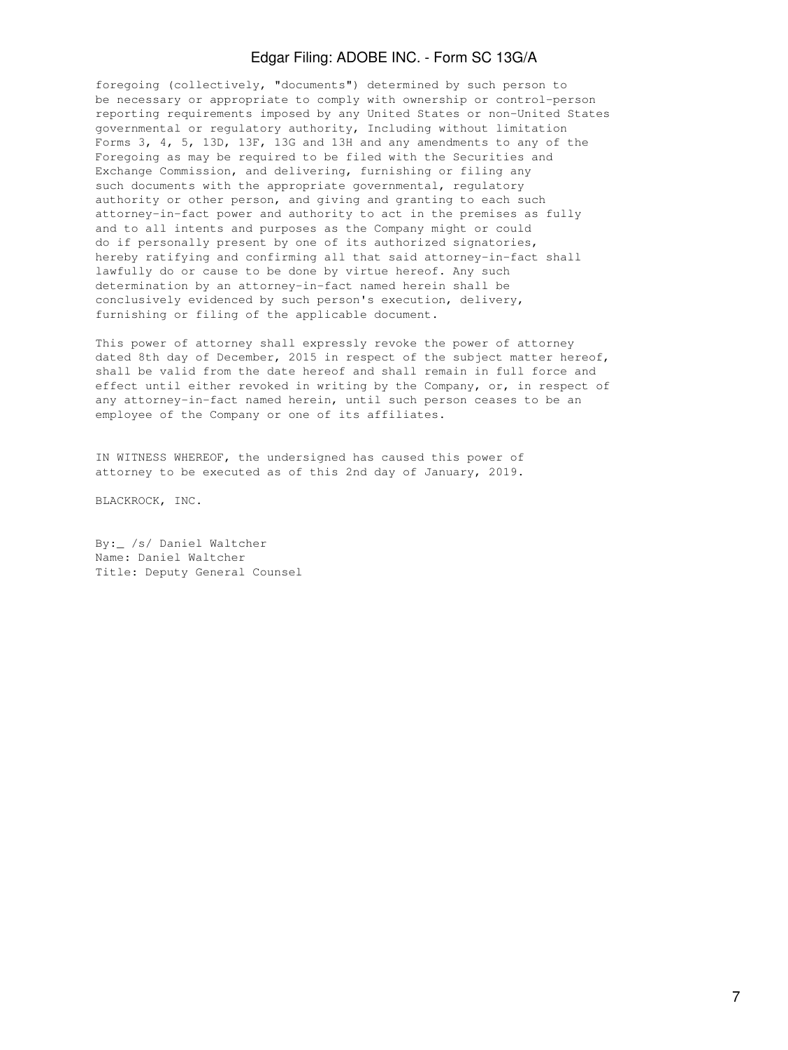foregoing (collectively, "documents") determined by such person to be necessary or appropriate to comply with ownership or control-person reporting requirements imposed by any United States or non-United States governmental or regulatory authority, Including without limitation Forms 3, 4, 5, 13D, 13F, 13G and 13H and any amendments to any of the Foregoing as may be required to be filed with the Securities and Exchange Commission, and delivering, furnishing or filing any such documents with the appropriate governmental, regulatory authority or other person, and giving and granting to each such attorney-in-fact power and authority to act in the premises as fully and to all intents and purposes as the Company might or could do if personally present by one of its authorized signatories, hereby ratifying and confirming all that said attorney-in-fact shall lawfully do or cause to be done by virtue hereof. Any such determination by an attorney-in-fact named herein shall be conclusively evidenced by such person's execution, delivery, furnishing or filing of the applicable document.

This power of attorney shall expressly revoke the power of attorney dated 8th day of December, 2015 in respect of the subject matter hereof, shall be valid from the date hereof and shall remain in full force and effect until either revoked in writing by the Company, or, in respect of any attorney-in-fact named herein, until such person ceases to be an employee of the Company or one of its affiliates.

IN WITNESS WHEREOF, the undersigned has caused this power of attorney to be executed as of this 2nd day of January, 2019.

BLACKROCK, INC.

By:_ /s/ Daniel Waltcher
Name: Daniel Waltcher
Title: Deputy General Counsel